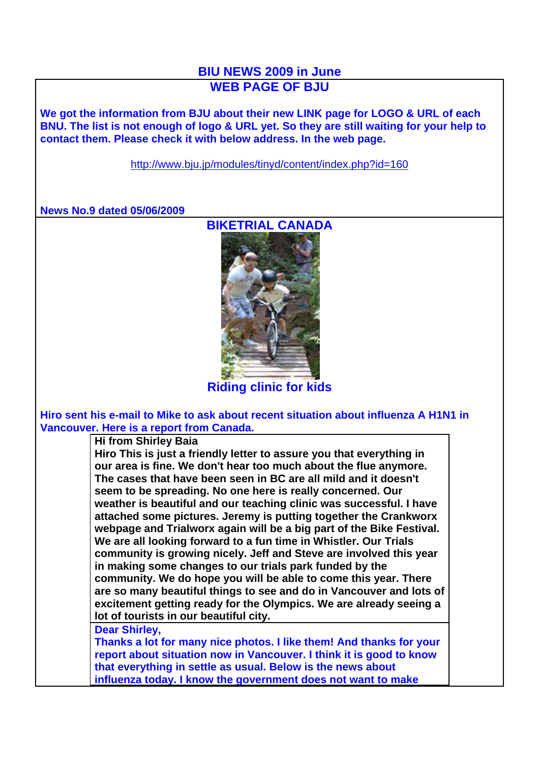# BIU NEWS 2009 in June

## WEB PAGE OF BJU

**We got the information from BJU about their new LINK page for LOGO & URL of each BNU. The list is not enough of logo & URL yet. So they are still waiting for your help to contact them. Please check it with below address. In the web page.**

http://www.bju.jp/modules/tinyd/content/index.php?id=160

**News No.9 dated 05/06/2009**

## BIKETRIAL CANADA

**Riding clinic for kids**

**Hiro sent his e-mail to Mike to ask about recent situation about influenza A H1N1 in Vancouver. Here is a report from Canada.**

**Hi from Shirley Baia**
**Hiro This is just a friendly letter to assure you that everything in our area is fine. We don't hear too much about the flue anymore. The cases that have been seen in BC are all mild and it doesn't seem to be spreading. No one here is really concerned. Our weather is beautiful and our teaching clinic was successful. I have attached some pictures. Jeremy is putting together the Crankworx webpage and Trialworx again will be a big part of the Bike Festival. We are all looking forward to a fun time in Whistler. Our Trials community is growing nicely. Jeff and Steve are involved this year in making some changes to our trials park funded by the community. We do hope you will be able to come this year. There are so many beautiful things to see and do in Vancouver and lots of excitement getting ready for the Olympics. We are already seeing a lot of tourists in our beautiful city.**

**Dear Shirley,**
**Thanks a lot for many nice photos. I like them! And thanks for your report about situation now in Vancouver. I think it is good to know that everything in settle as usual. Below is the news about influenza today. I know the government does not want to make**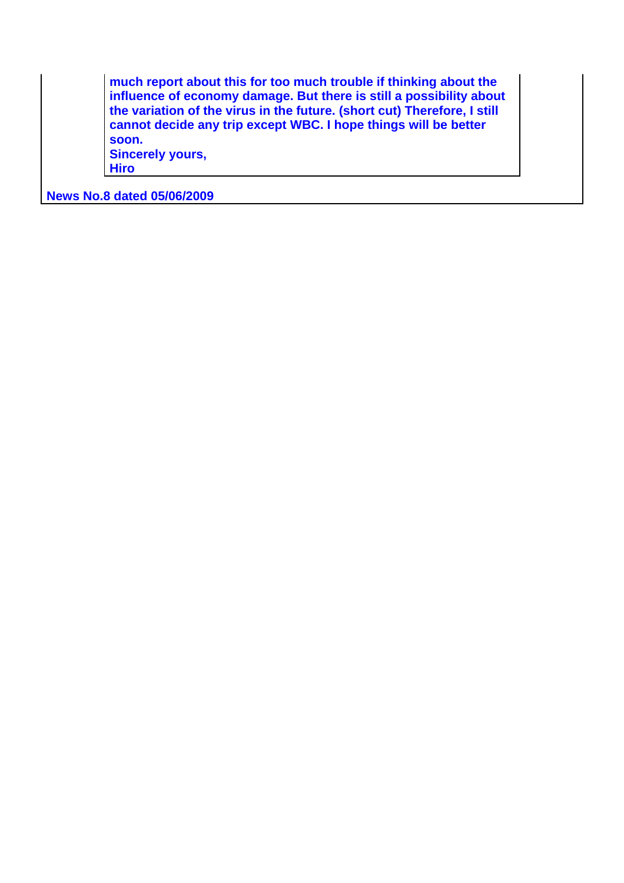**much report about this for too much trouble if thinking about the influence of economy damage. But there is still a possibility about the variation of the virus in the future. (short cut) Therefore, I still cannot decide any trip except WBC. I hope things will be better soon.**
**Sincerely yours,**
**Hiro**

**News No.8 dated 05/06/2009**